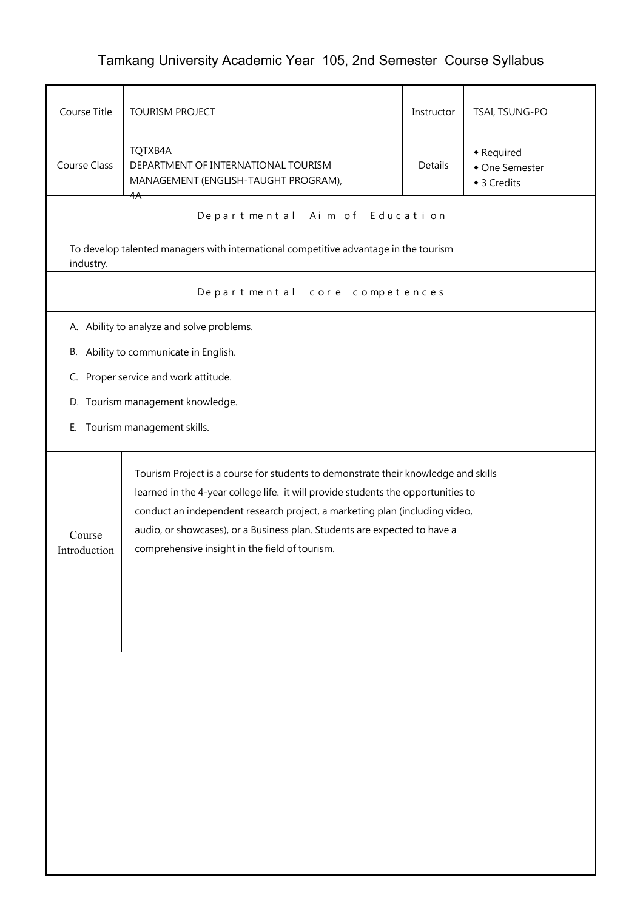# Tamkang University Academic Year 105, 2nd Semester Course Syllabus

| Course Title | TOURISM PROJECT | Instructor | TSAI, TSUNG-PO |
|---|---|---|---|
| Course Class | TQTXB4A<br>DEPARTMENT OF INTERNATIONAL TOURISM MANAGEMENT (ENGLISH-TAUGHT PROGRAM), 4A | Details | ◆ Required<br>◆ One Semester<br>◆ 3 Credits |

## Departmental Aim of Education

To develop talented managers with international competitive advantage in the tourism industry.

## Departmental core competences

A. Ability to analyze and solve problems.

B. Ability to communicate in English.

C. Proper service and work attitude.

D. Tourism management knowledge.

E. Tourism management skills.

| Course Introduction | Tourism Project is a course for students to demonstrate their knowledge and skills learned in the 4-year college life. it will provide students the opportunities to conduct an independent research project, a marketing plan (including video, audio, or showcases), or a Business plan. Students are expected to have a comprehensive insight in the field of tourism. |
|---|---|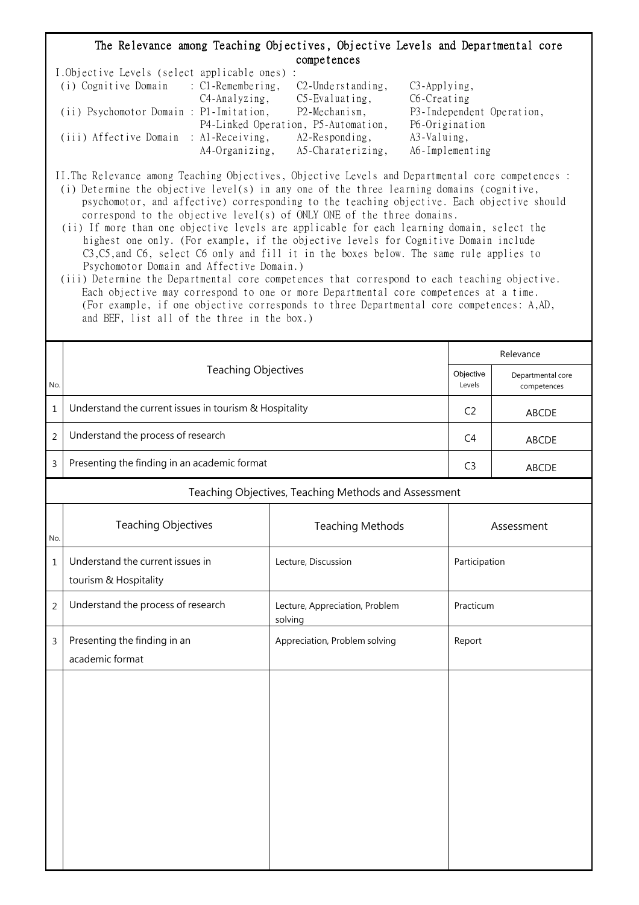## The Relevance among Teaching Objectives, Objective Levels and Departmental core competences

I.Objective Levels (select applicable ones) :

(i) Cognitive Domain : C1-Remembering, C2-Understanding, C3-Applying, C4-Analyzing, C5-Evaluating, C6-Creating

(ii) Psychomotor Domain : P1-Imitation, P2-Mechanism, P3-Independent Operation, P4-Linked Operation, P5-Automation, P6-Origination

(iii) Affective Domain : A1-Receiving, A2-Responding, A3-Valuing, A4-Organizing, A5-Charaterizing, A6-Implementing

II.The Relevance among Teaching Objectives, Objective Levels and Departmental core competences :

(i) Determine the objective level(s) in any one of the three learning domains (cognitive, psychomotor, and affective) corresponding to the teaching objective. Each objective should correspond to the objective level(s) of ONLY ONE of the three domains.

(ii) If more than one objective levels are applicable for each learning domain, select the highest one only. (For example, if the objective levels for Cognitive Domain include C3,C5,and C6, select C6 only and fill it in the boxes below. The same rule applies to Psychomotor Domain and Affective Domain.)

(iii) Determine the Departmental core competences that correspond to each teaching objective. Each objective may correspond to one or more Departmental core competences at a time. (For example, if one objective corresponds to three Departmental core competences: A,AD, and BEF, list all of the three in the box.)

| No. | Teaching Objectives | Relevance | |
|---|---|---|---|
| | | Objective Levels | Departmental core competences |
| 1 | Understand the current issues in tourism & Hospitality | C2 | ABCDE |
| 2 | Understand the process of research | C4 | ABCDE |
| 3 | Presenting the finding in an academic format | C3 | ABCDE |

### Teaching Objectives, Teaching Methods and Assessment

| No. | Teaching Objectives | Teaching Methods | Assessment |
|---|---|---|---|
| 1 | Understand the current issues in tourism & Hospitality | Lecture, Discussion | Participation |
| 2 | Understand the process of research | Lecture, Appreciation, Problem solving | Practicum |
| 3 | Presenting the finding in an academic format | Appreciation, Problem solving | Report |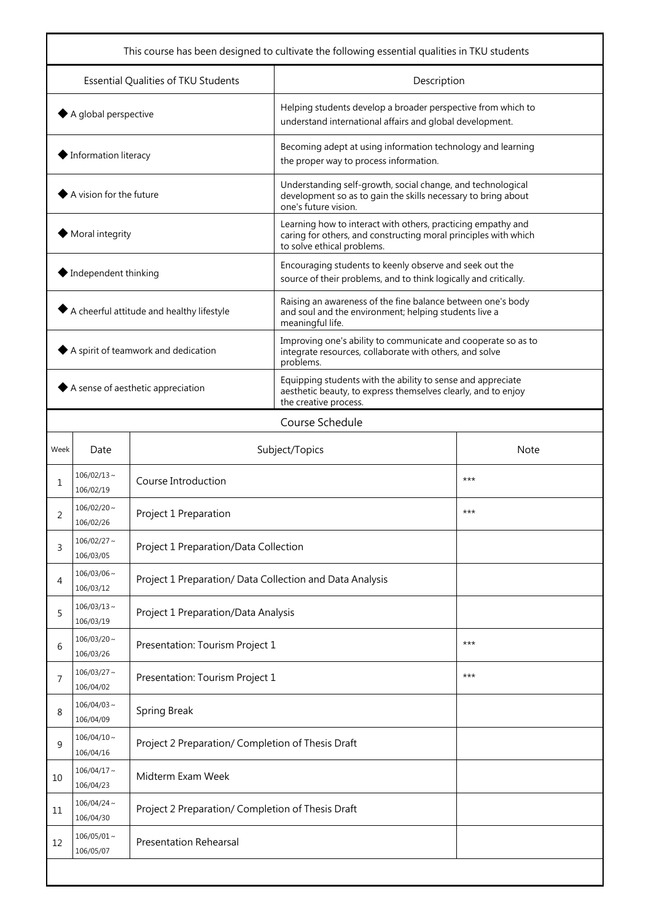| This course has been designed to cultivate the following essential qualities in TKU students | |
|---|---|
| **Essential Qualities of TKU Students** | **Description** |
| ◆ A global perspective | Helping students develop a broader perspective from which to understand international affairs and global development. |
| ◆ Information literacy | Becoming adept at using information technology and learning the proper way to process information. |
| ◆ A vision for the future | Understanding self-growth, social change, and technological development so as to gain the skills necessary to bring about one's future vision. |
| ◆ Moral integrity | Learning how to interact with others, practicing empathy and caring for others, and constructing moral principles with which to solve ethical problems. |
| ◆ Independent thinking | Encouraging students to keenly observe and seek out the source of their problems, and to think logically and critically. |
| ◆ A cheerful attitude and healthy lifestyle | Raising an awareness of the fine balance between one's body and soul and the environment; helping students live a meaningful life. |
| ◆ A spirit of teamwork and dedication | Improving one's ability to communicate and cooperate so as to integrate resources, collaborate with others, and solve problems. |
| ◆ A sense of aesthetic appreciation | Equipping students with the ability to sense and appreciate aesthetic beauty, to express themselves clearly, and to enjoy the creative process. |

## Course Schedule

| Week | Date | Subject/Topics | Note |
|---|---|---|---|
| 1 | 106/02/13 ~ 106/02/19 | Course Introduction | *** |
| 2 | 106/02/20 ~ 106/02/26 | Project 1 Preparation | *** |
| 3 | 106/02/27 ~ 106/03/05 | Project 1 Preparation/Data Collection | |
| 4 | 106/03/06 ~ 106/03/12 | Project 1 Preparation/ Data Collection and Data Analysis | |
| 5 | 106/03/13 ~ 106/03/19 | Project 1 Preparation/Data Analysis | |
| 6 | 106/03/20 ~ 106/03/26 | Presentation: Tourism Project 1 | *** |
| 7 | 106/03/27 ~ 106/04/02 | Presentation: Tourism Project 1 | *** |
| 8 | 106/04/03 ~ 106/04/09 | Spring Break | |
| 9 | 106/04/10 ~ 106/04/16 | Project 2 Preparation/ Completion of Thesis Draft | |
| 10 | 106/04/17 ~ 106/04/23 | Midterm Exam Week | |
| 11 | 106/04/24 ~ 106/04/30 | Project 2 Preparation/ Completion of Thesis Draft | |
| 12 | 106/05/01 ~ 106/05/07 | Presentation Rehearsal | |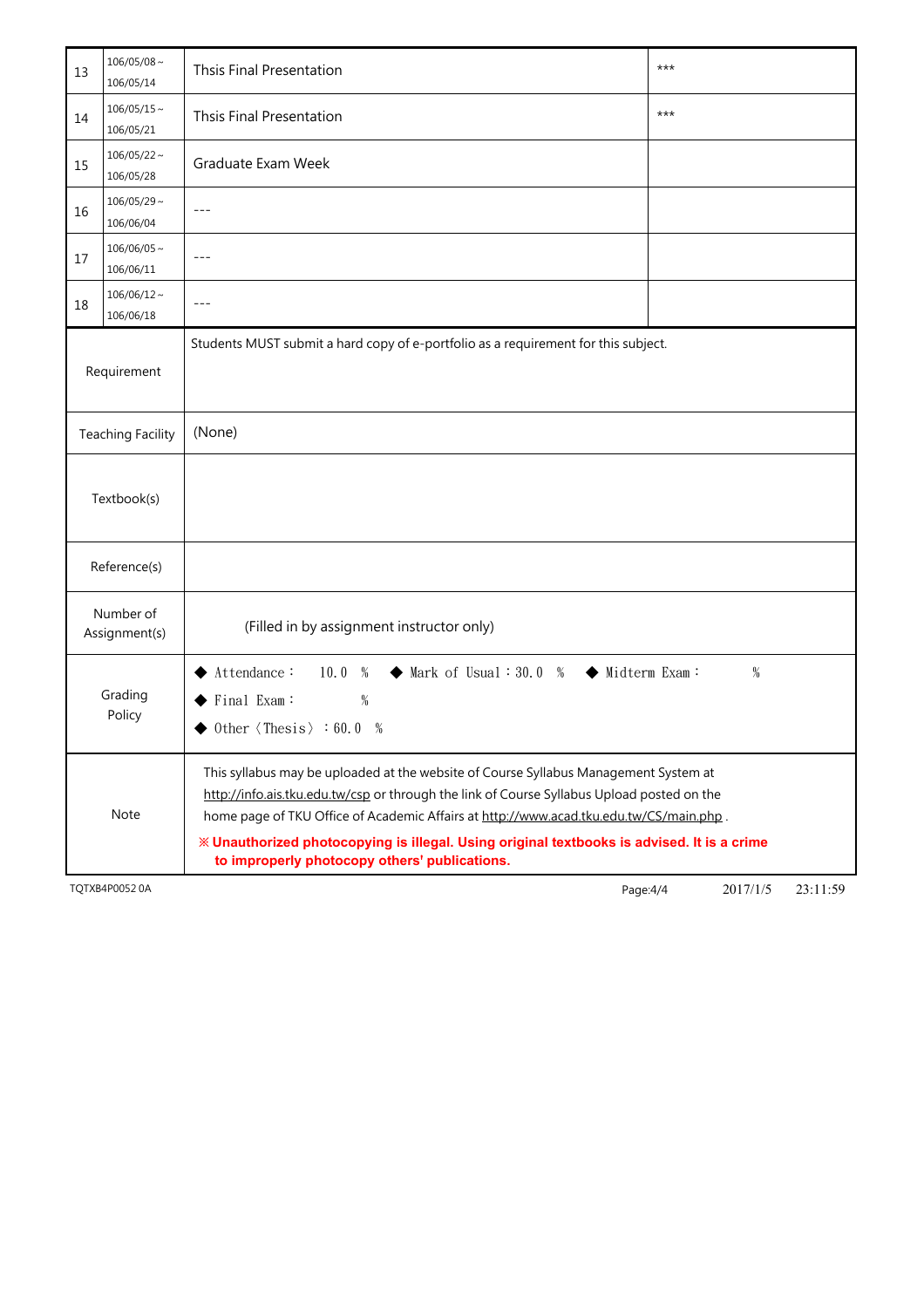| | | | |
|---|---|---|---|
| 13 | 106/05/08～106/05/14 | Thsis Final Presentation | *** |
| 14 | 106/05/15～106/05/21 | Thsis Final Presentation | *** |
| 15 | 106/05/22～106/05/28 | Graduate Exam Week | |
| 16 | 106/05/29～106/06/04 | --- | |
| 17 | 106/06/05～106/06/11 | --- | |
| 18 | 106/06/12～106/06/18 | --- | |

| | |
|---|---|
| Requirement | Students MUST submit a hard copy of e-portfolio as a requirement for this subject. |
| Teaching Facility | (None) |
| Textbook(s) | |
| Reference(s) | |
| Number of Assignment(s) | (Filled in by assignment instructor only) |
| Grading Policy | ◆ Attendance： 10.0 % ◆ Mark of Usual：30.0 % ◆ Midterm Exam： %<br>◆ Final Exam： %<br>◆ Other〈Thesis〉：60.0 % |
| Note | This syllabus may be uploaded at the website of Course Syllabus Management System at http://info.ais.tku.edu.tw/csp or through the link of Course Syllabus Upload posted on the home page of TKU Office of Academic Affairs at http://www.acad.tku.edu.tw/CS/main.php .<br>**※ Unauthorized photocopying is illegal. Using original textbooks is advised. It is a crime to improperly photocopy others' publications.** |

TQTXB4P0052 0A 2017/1/5 23:11:59